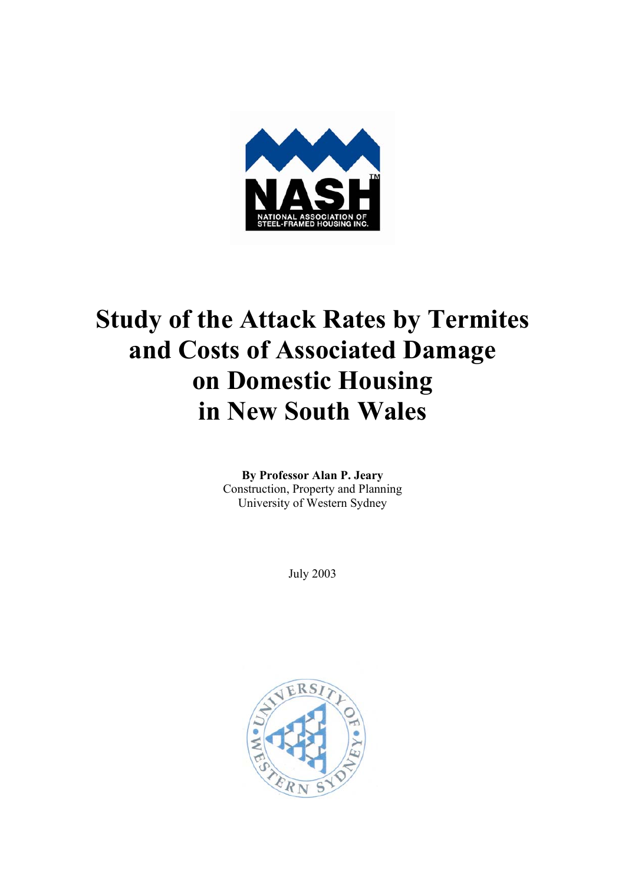# Study of the Attack Rates by Termites and Costs of Associated Damage on Domestic Housing in New South Wales

**By Professor Alan P. Jeary**
Construction, Property and Planning
University of Western Sydney

July 2003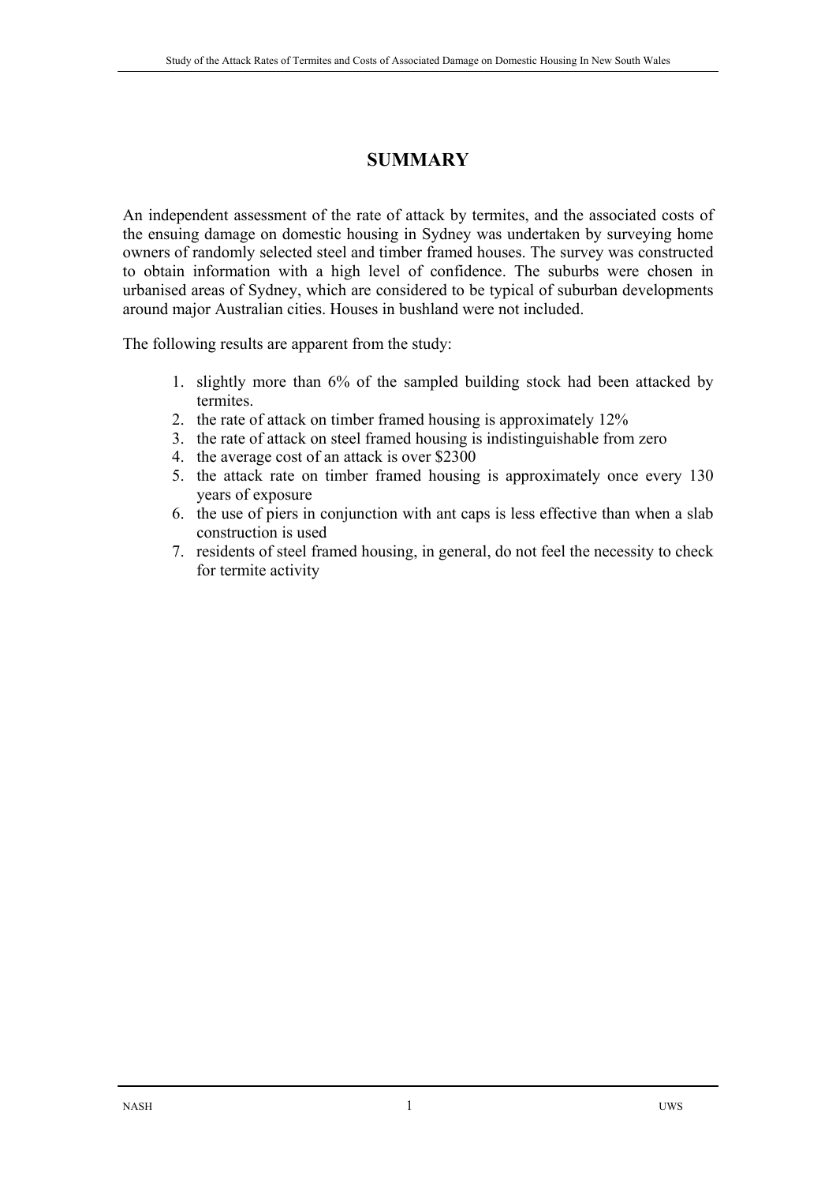# SUMMARY

An independent assessment of the rate of attack by termites, and the associated costs of the ensuing damage on domestic housing in Sydney was undertaken by surveying home owners of randomly selected steel and timber framed houses. The survey was constructed to obtain information with a high level of confidence. The suburbs were chosen in urbanised areas of Sydney, which are considered to be typical of suburban developments around major Australian cities. Houses in bushland were not included.

The following results are apparent from the study:

1. slightly more than 6% of the sampled building stock had been attacked by termites.
2. the rate of attack on timber framed housing is approximately 12%
3. the rate of attack on steel framed housing is indistinguishable from zero
4. the average cost of an attack is over $2300
5. the attack rate on timber framed housing is approximately once every 130 years of exposure
6. the use of piers in conjunction with ant caps is less effective than when a slab construction is used
7. residents of steel framed housing, in general, do not feel the necessity to check for termite activity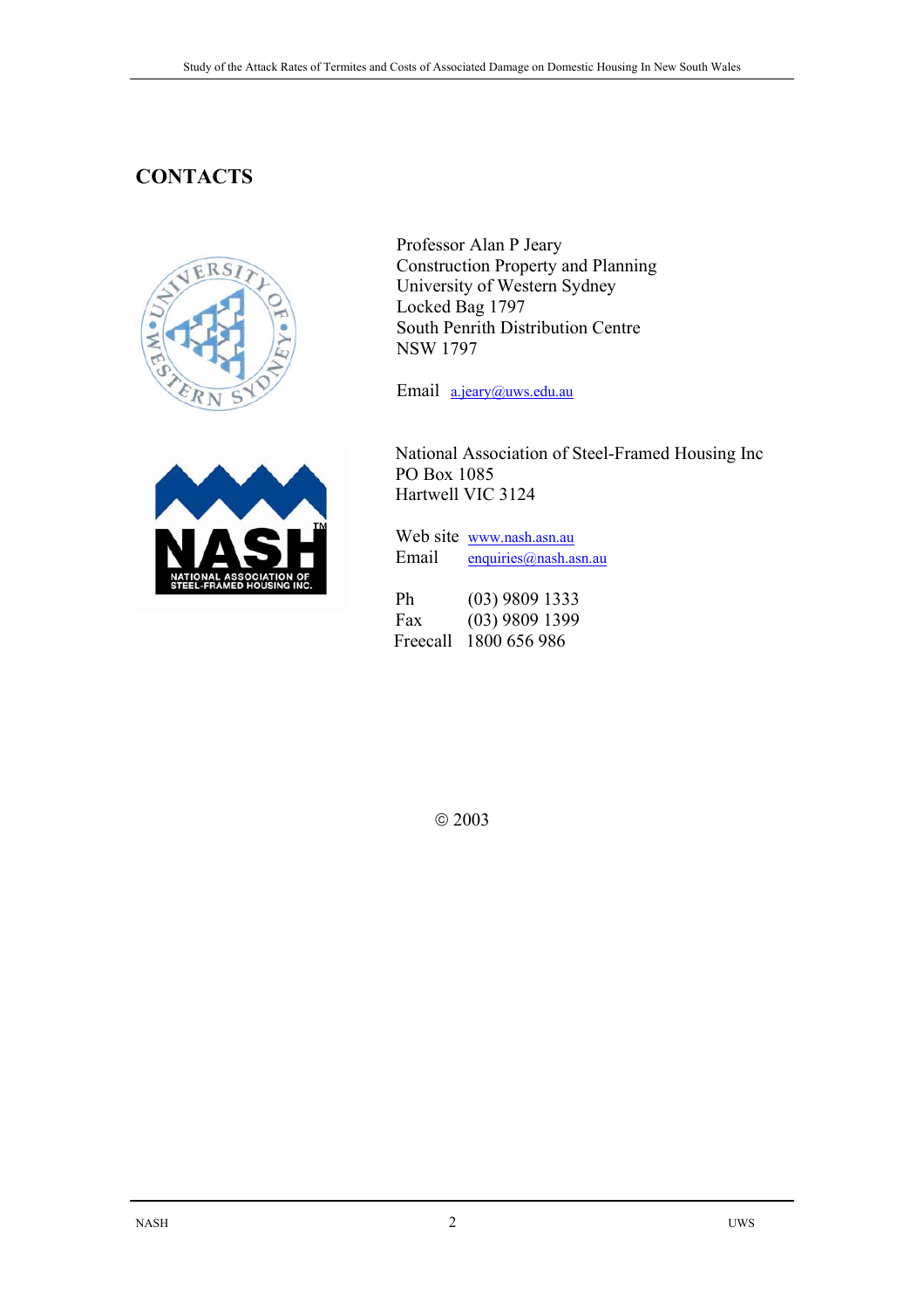# CONTACTS

Professor Alan P Jeary
Construction Property and Planning
University of Western Sydney
Locked Bag 1797
South Penrith Distribution Centre
NSW 1797

Email a.jeary@uws.edu.au

National Association of Steel-Framed Housing Inc
PO Box 1085
Hartwell VIC 3124

Web site www.nash.asn.au
Email enquiries@nash.asn.au

Ph (03) 9809 1333
Fax (03) 9809 1399
Freecall 1800 656 986

© 2003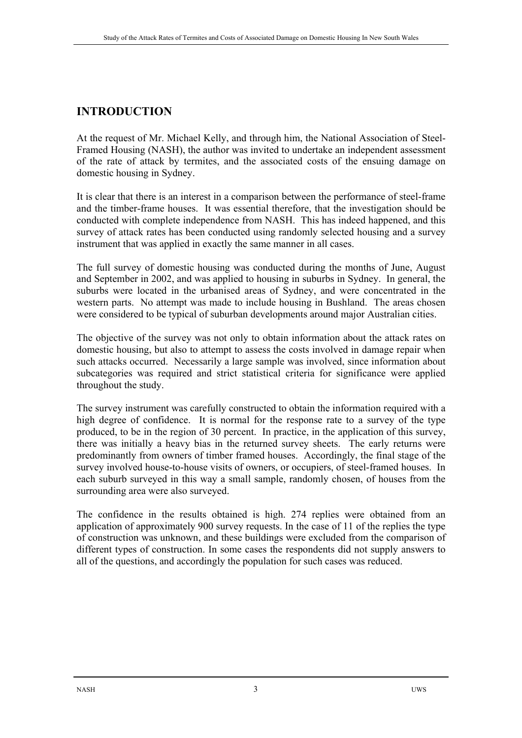## INTRODUCTION

At the request of Mr. Michael Kelly, and through him, the National Association of Steel-Framed Housing (NASH), the author was invited to undertake an independent assessment of the rate of attack by termites, and the associated costs of the ensuing damage on domestic housing in Sydney.

It is clear that there is an interest in a comparison between the performance of steel-frame and the timber-frame houses. It was essential therefore, that the investigation should be conducted with complete independence from NASH. This has indeed happened, and this survey of attack rates has been conducted using randomly selected housing and a survey instrument that was applied in exactly the same manner in all cases.

The full survey of domestic housing was conducted during the months of June, August and September in 2002, and was applied to housing in suburbs in Sydney. In general, the suburbs were located in the urbanised areas of Sydney, and were concentrated in the western parts. No attempt was made to include housing in Bushland. The areas chosen were considered to be typical of suburban developments around major Australian cities.

The objective of the survey was not only to obtain information about the attack rates on domestic housing, but also to attempt to assess the costs involved in damage repair when such attacks occurred. Necessarily a large sample was involved, since information about subcategories was required and strict statistical criteria for significance were applied throughout the study.

The survey instrument was carefully constructed to obtain the information required with a high degree of confidence. It is normal for the response rate to a survey of the type produced, to be in the region of 30 percent. In practice, in the application of this survey, there was initially a heavy bias in the returned survey sheets. The early returns were predominantly from owners of timber framed houses. Accordingly, the final stage of the survey involved house-to-house visits of owners, or occupiers, of steel-framed houses. In each suburb surveyed in this way a small sample, randomly chosen, of houses from the surrounding area were also surveyed.

The confidence in the results obtained is high. 274 replies were obtained from an application of approximately 900 survey requests. In the case of 11 of the replies the type of construction was unknown, and these buildings were excluded from the comparison of different types of construction. In some cases the respondents did not supply answers to all of the questions, and accordingly the population for such cases was reduced.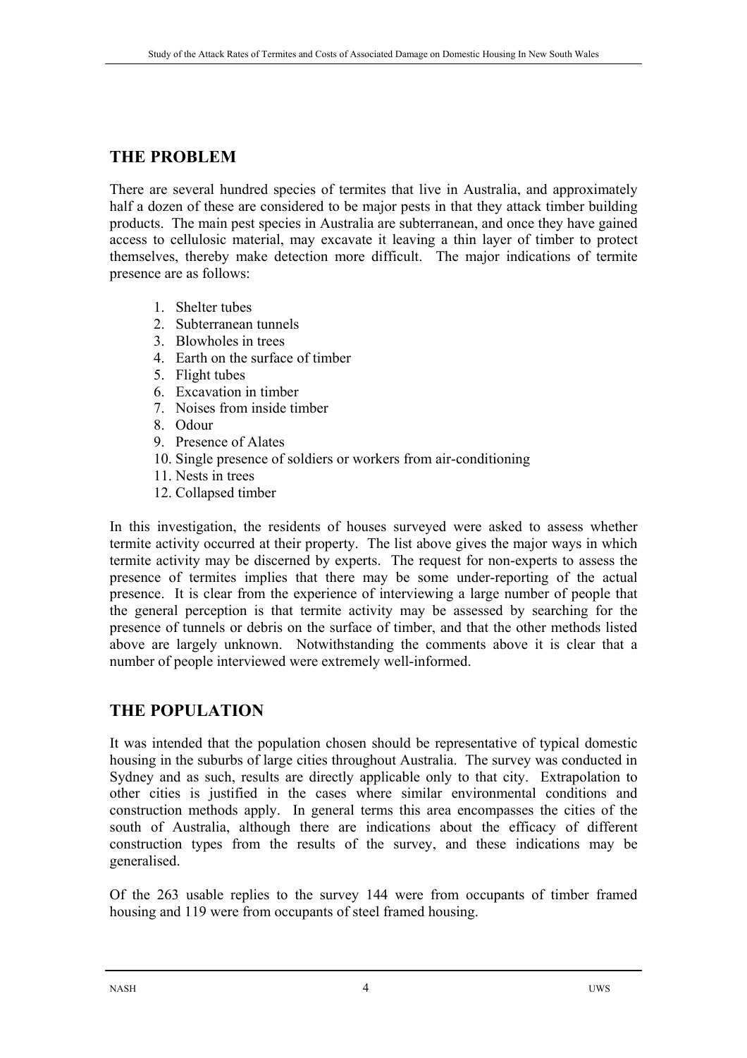## THE PROBLEM

There are several hundred species of termites that live in Australia, and approximately half a dozen of these are considered to be major pests in that they attack timber building products. The main pest species in Australia are subterranean, and once they have gained access to cellulosic material, may excavate it leaving a thin layer of timber to protect themselves, thereby make detection more difficult. The major indications of termite presence are as follows:

1. Shelter tubes
2. Subterranean tunnels
3. Blowholes in trees
4. Earth on the surface of timber
5. Flight tubes
6. Excavation in timber
7. Noises from inside timber
8. Odour
9. Presence of Alates
10. Single presence of soldiers or workers from air-conditioning
11. Nests in trees
12. Collapsed timber

In this investigation, the residents of houses surveyed were asked to assess whether termite activity occurred at their property. The list above gives the major ways in which termite activity may be discerned by experts. The request for non-experts to assess the presence of termites implies that there may be some under-reporting of the actual presence. It is clear from the experience of interviewing a large number of people that the general perception is that termite activity may be assessed by searching for the presence of tunnels or debris on the surface of timber, and that the other methods listed above are largely unknown. Notwithstanding the comments above it is clear that a number of people interviewed were extremely well-informed.

## THE POPULATION

It was intended that the population chosen should be representative of typical domestic housing in the suburbs of large cities throughout Australia. The survey was conducted in Sydney and as such, results are directly applicable only to that city. Extrapolation to other cities is justified in the cases where similar environmental conditions and construction methods apply. In general terms this area encompasses the cities of the south of Australia, although there are indications about the efficacy of different construction types from the results of the survey, and these indications may be generalised.

Of the 263 usable replies to the survey 144 were from occupants of timber framed housing and 119 were from occupants of steel framed housing.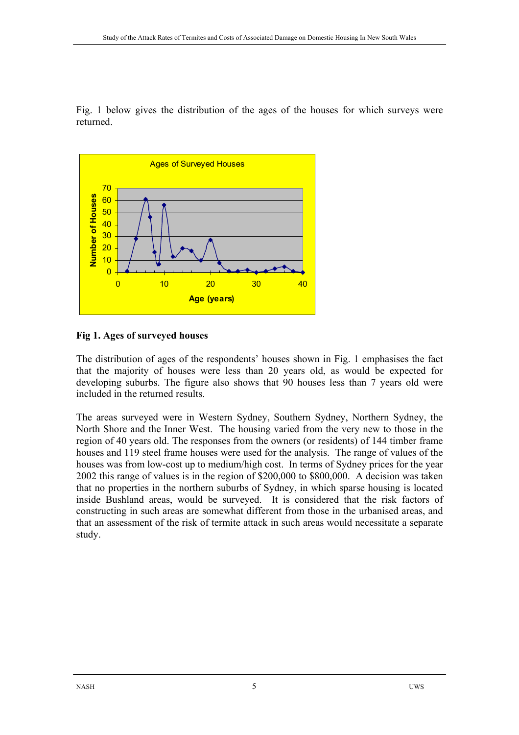Fig. 1 below gives the distribution of the ages of the houses for which surveys were returned.

**Fig 1. Ages of surveyed houses**

The distribution of ages of the respondents' houses shown in Fig. 1 emphasises the fact that the majority of houses were less than 20 years old, as would be expected for developing suburbs. The figure also shows that 90 houses less than 7 years old were included in the returned results.

The areas surveyed were in Western Sydney, Southern Sydney, Northern Sydney, the North Shore and the Inner West. The housing varied from the very new to those in the region of 40 years old. The responses from the owners (or residents) of 144 timber frame houses and 119 steel frame houses were used for the analysis. The range of values of the houses was from low-cost up to medium/high cost. In terms of Sydney prices for the year 2002 this range of values is in the region of $200,000 to $800,000. A decision was taken that no properties in the northern suburbs of Sydney, in which sparse housing is located inside Bushland areas, would be surveyed. It is considered that the risk factors of constructing in such areas are somewhat different from those in the urbanised areas, and that an assessment of the risk of termite attack in such areas would necessitate a separate study.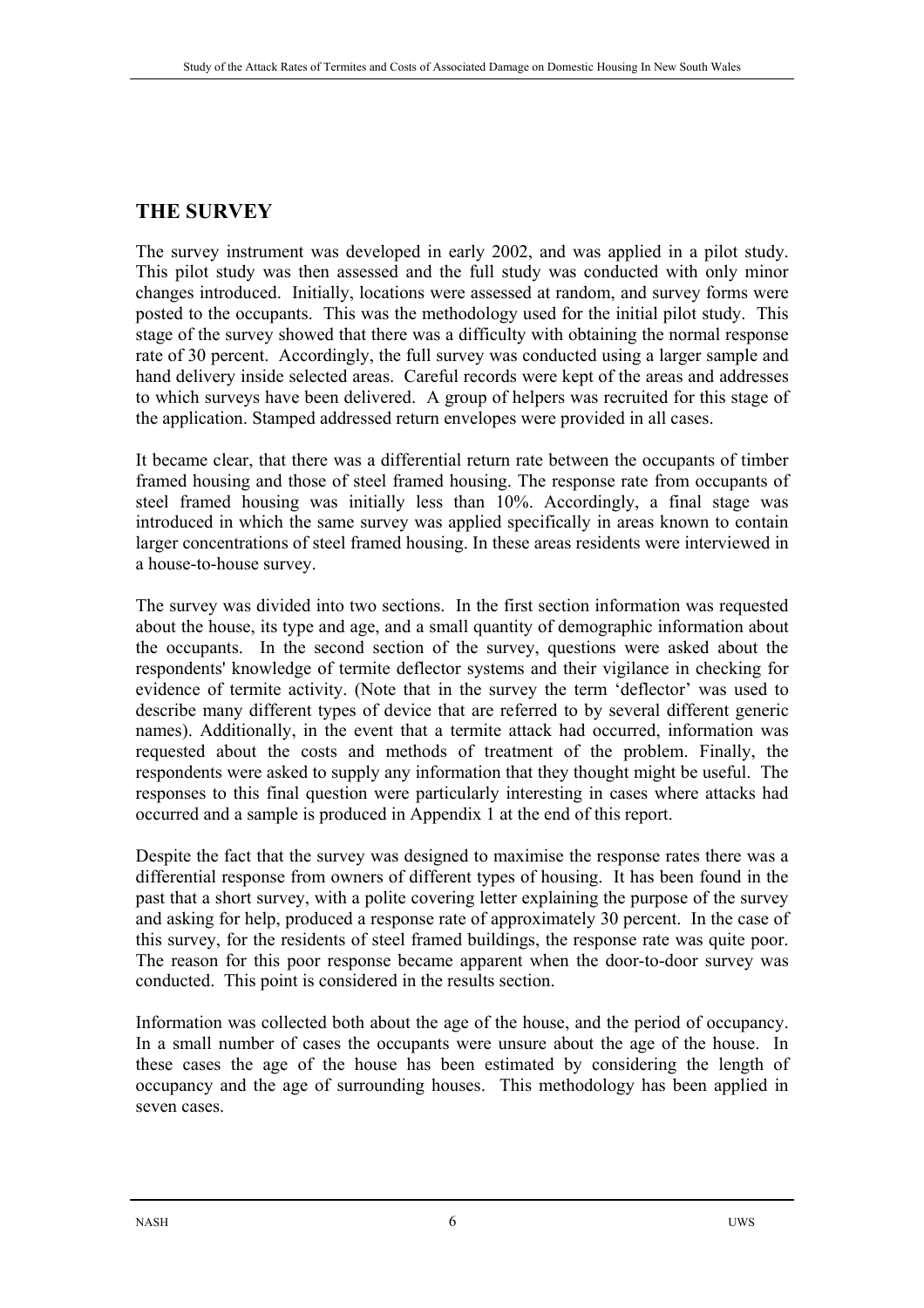## THE SURVEY

The survey instrument was developed in early 2002, and was applied in a pilot study. This pilot study was then assessed and the full study was conducted with only minor changes introduced. Initially, locations were assessed at random, and survey forms were posted to the occupants. This was the methodology used for the initial pilot study. This stage of the survey showed that there was a difficulty with obtaining the normal response rate of 30 percent. Accordingly, the full survey was conducted using a larger sample and hand delivery inside selected areas. Careful records were kept of the areas and addresses to which surveys have been delivered. A group of helpers was recruited for this stage of the application. Stamped addressed return envelopes were provided in all cases.

It became clear, that there was a differential return rate between the occupants of timber framed housing and those of steel framed housing. The response rate from occupants of steel framed housing was initially less than 10%. Accordingly, a final stage was introduced in which the same survey was applied specifically in areas known to contain larger concentrations of steel framed housing. In these areas residents were interviewed in a house-to-house survey.

The survey was divided into two sections. In the first section information was requested about the house, its type and age, and a small quantity of demographic information about the occupants. In the second section of the survey, questions were asked about the respondents' knowledge of termite deflector systems and their vigilance in checking for evidence of termite activity. (Note that in the survey the term 'deflector' was used to describe many different types of device that are referred to by several different generic names). Additionally, in the event that a termite attack had occurred, information was requested about the costs and methods of treatment of the problem. Finally, the respondents were asked to supply any information that they thought might be useful. The responses to this final question were particularly interesting in cases where attacks had occurred and a sample is produced in Appendix 1 at the end of this report.

Despite the fact that the survey was designed to maximise the response rates there was a differential response from owners of different types of housing. It has been found in the past that a short survey, with a polite covering letter explaining the purpose of the survey and asking for help, produced a response rate of approximately 30 percent. In the case of this survey, for the residents of steel framed buildings, the response rate was quite poor. The reason for this poor response became apparent when the door-to-door survey was conducted. This point is considered in the results section.

Information was collected both about the age of the house, and the period of occupancy. In a small number of cases the occupants were unsure about the age of the house. In these cases the age of the house has been estimated by considering the length of occupancy and the age of surrounding houses. This methodology has been applied in seven cases.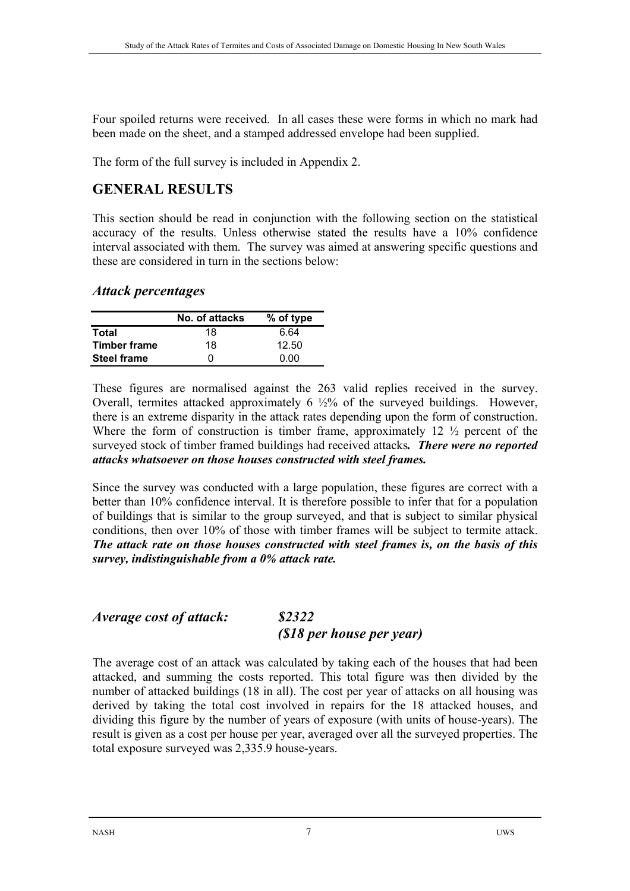Four spoiled returns were received. In all cases these were forms in which no mark had been made on the sheet, and a stamped addressed envelope had been supplied.

The form of the full survey is included in Appendix 2.

## GENERAL RESULTS

This section should be read in conjunction with the following section on the statistical accuracy of the results. Unless otherwise stated the results have a 10% confidence interval associated with them. The survey was aimed at answering specific questions and these are considered in turn in the sections below:

### *Attack percentages*

| | No. of attacks | % of type |
|---|---|---|
| **Total** | 18 | 6.64 |
| **Timber frame** | 18 | 12.50 |
| **Steel frame** | 0 | 0.00 |

These figures are normalised against the 263 valid replies received in the survey. Overall, termites attacked approximately 6 ½% of the surveyed buildings. However, there is an extreme disparity in the attack rates depending upon the form of construction. Where the form of construction is timber frame, approximately 12 ½ percent of the surveyed stock of timber framed buildings had received attacks***. There were no reported attacks whatsoever on those houses constructed with steel frames.***

Since the survey was conducted with a large population, these figures are correct with a better than 10% confidence interval. It is therefore possible to infer that for a population of buildings that is similar to the group surveyed, and that is subject to similar physical conditions, then over 10% of those with timber frames will be subject to termite attack. ***The attack rate on those houses constructed with steel frames is, on the basis of this survey, indistinguishable from a 0% attack rate.***

### *Average cost of attack: $2322*
### *($18 per house per year)*

The average cost of an attack was calculated by taking each of the houses that had been attacked, and summing the costs reported. This total figure was then divided by the number of attacked buildings (18 in all). The cost per year of attacks on all housing was derived by taking the total cost involved in repairs for the 18 attacked houses, and dividing this figure by the number of years of exposure (with units of house-years). The result is given as a cost per house per year, averaged over all the surveyed properties. The total exposure surveyed was 2,335.9 house-years.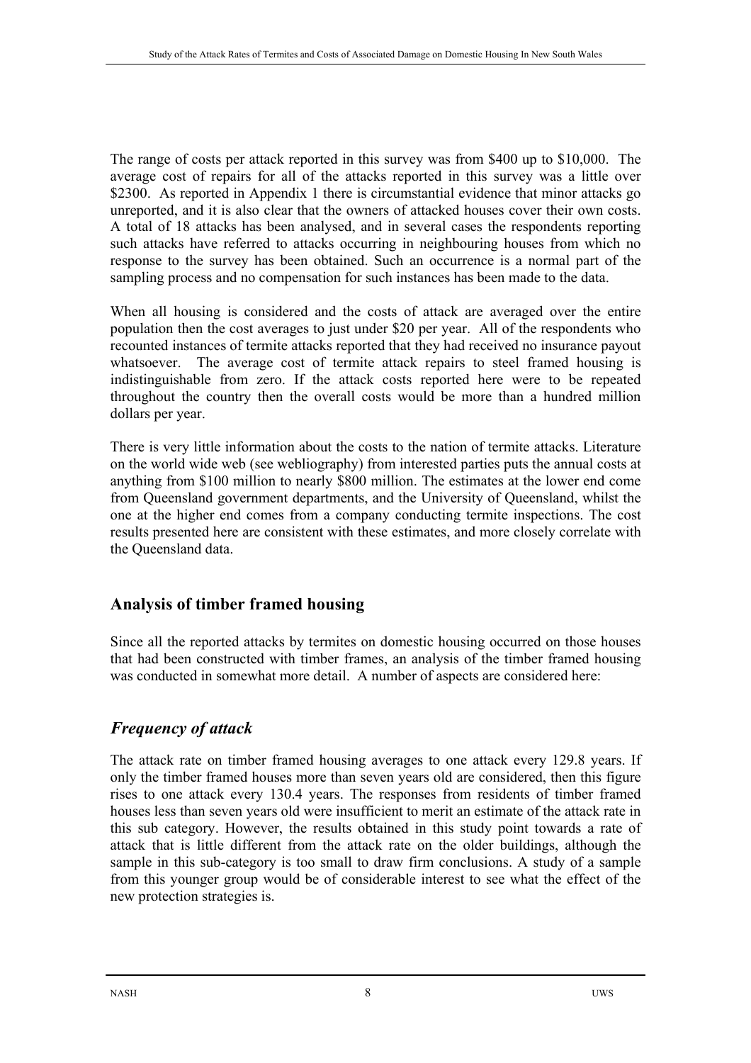The range of costs per attack reported in this survey was from \$400 up to \$10,000. The average cost of repairs for all of the attacks reported in this survey was a little over \$2300. As reported in Appendix 1 there is circumstantial evidence that minor attacks go unreported, and it is also clear that the owners of attacked houses cover their own costs. A total of 18 attacks has been analysed, and in several cases the respondents reporting such attacks have referred to attacks occurring in neighbouring houses from which no response to the survey has been obtained. Such an occurrence is a normal part of the sampling process and no compensation for such instances has been made to the data.

When all housing is considered and the costs of attack are averaged over the entire population then the cost averages to just under \$20 per year. All of the respondents who recounted instances of termite attacks reported that they had received no insurance payout whatsoever. The average cost of termite attack repairs to steel framed housing is indistinguishable from zero. If the attack costs reported here were to be repeated throughout the country then the overall costs would be more than a hundred million dollars per year.

There is very little information about the costs to the nation of termite attacks. Literature on the world wide web (see webliography) from interested parties puts the annual costs at anything from \$100 million to nearly \$800 million. The estimates at the lower end come from Queensland government departments, and the University of Queensland, whilst the one at the higher end comes from a company conducting termite inspections. The cost results presented here are consistent with these estimates, and more closely correlate with the Queensland data.

## Analysis of timber framed housing

Since all the reported attacks by termites on domestic housing occurred on those houses that had been constructed with timber frames, an analysis of the timber framed housing was conducted in somewhat more detail. A number of aspects are considered here:

## *Frequency of attack*

The attack rate on timber framed housing averages to one attack every 129.8 years. If only the timber framed houses more than seven years old are considered, then this figure rises to one attack every 130.4 years. The responses from residents of timber framed houses less than seven years old were insufficient to merit an estimate of the attack rate in this sub category. However, the results obtained in this study point towards a rate of attack that is little different from the attack rate on the older buildings, although the sample in this sub-category is too small to draw firm conclusions. A study of a sample from this younger group would be of considerable interest to see what the effect of the new protection strategies is.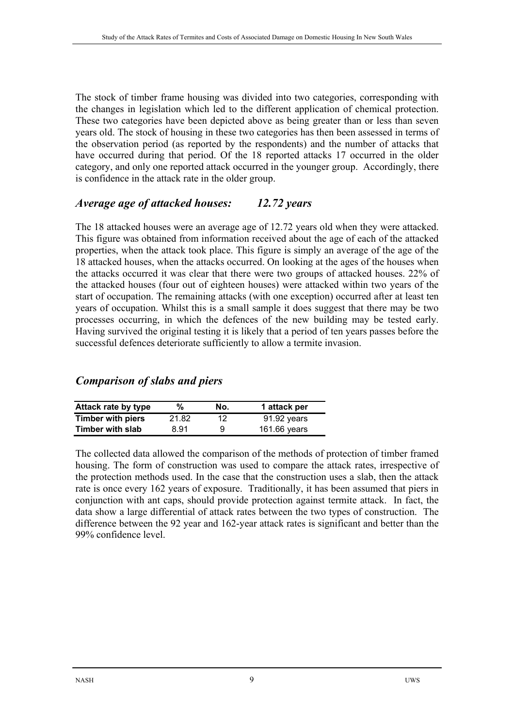The stock of timber frame housing was divided into two categories, corresponding with the changes in legislation which led to the different application of chemical protection. These two categories have been depicted above as being greater than or less than seven years old. The stock of housing in these two categories has then been assessed in terms of the observation period (as reported by the respondents) and the number of attacks that have occurred during that period. Of the 18 reported attacks 17 occurred in the older category, and only one reported attack occurred in the younger group. Accordingly, there is confidence in the attack rate in the older group.

## *Average age of attacked houses: 12.72 years*

The 18 attacked houses were an average age of 12.72 years old when they were attacked. This figure was obtained from information received about the age of each of the attacked properties, when the attack took place. This figure is simply an average of the age of the 18 attacked houses, when the attacks occurred. On looking at the ages of the houses when the attacks occurred it was clear that there were two groups of attacked houses. 22% of the attacked houses (four out of eighteen houses) were attacked within two years of the start of occupation. The remaining attacks (with one exception) occurred after at least ten years of occupation. Whilst this is a small sample it does suggest that there may be two processes occurring, in which the defences of the new building may be tested early. Having survived the original testing it is likely that a period of ten years passes before the successful defences deteriorate sufficiently to allow a termite invasion.

## *Comparison of slabs and piers*

| Attack rate by type | % | No. | 1 attack per |
|---|---|---|---|
| **Timber with piers** | 21.82 | 12 | 91.92 years |
| **Timber with slab** | 8.91 | 9 | 161.66 years |

The collected data allowed the comparison of the methods of protection of timber framed housing. The form of construction was used to compare the attack rates, irrespective of the protection methods used. In the case that the construction uses a slab, then the attack rate is once every 162 years of exposure. Traditionally, it has been assumed that piers in conjunction with ant caps, should provide protection against termite attack. In fact, the data show a large differential of attack rates between the two types of construction. The difference between the 92 year and 162-year attack rates is significant and better than the 99% confidence level.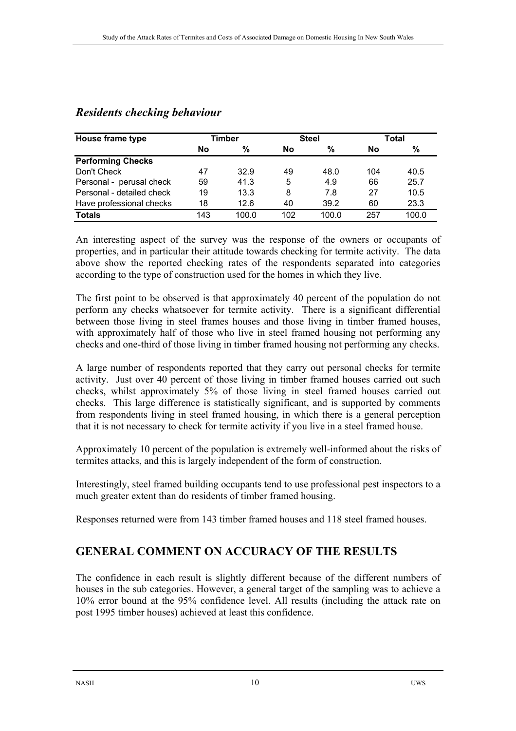## *Residents checking behaviour*

| House frame type | Timber | | Steel | | Total | |
|---|---|---|---|---|---|---|
| | No | % | No | % | No | % |
| **Performing Checks** | | | | | | |
| Don't Check | 47 | 32.9 | 49 | 48.0 | 104 | 40.5 |
| Personal - perusal check | 59 | 41.3 | 5 | 4.9 | 66 | 25.7 |
| Personal - detailed check | 19 | 13.3 | 8 | 7.8 | 27 | 10.5 |
| Have professional checks | 18 | 12.6 | 40 | 39.2 | 60 | 23.3 |
| **Totals** | 143 | 100.0 | 102 | 100.0 | 257 | 100.0 |

An interesting aspect of the survey was the response of the owners or occupants of properties, and in particular their attitude towards checking for termite activity. The data above show the reported checking rates of the respondents separated into categories according to the type of construction used for the homes in which they live.

The first point to be observed is that approximately 40 percent of the population do not perform any checks whatsoever for termite activity. There is a significant differential between those living in steel frames houses and those living in timber framed houses, with approximately half of those who live in steel framed housing not performing any checks and one-third of those living in timber framed housing not performing any checks.

A large number of respondents reported that they carry out personal checks for termite activity. Just over 40 percent of those living in timber framed houses carried out such checks, whilst approximately 5% of those living in steel framed houses carried out checks. This large difference is statistically significant, and is supported by comments from respondents living in steel framed housing, in which there is a general perception that it is not necessary to check for termite activity if you live in a steel framed house.

Approximately 10 percent of the population is extremely well-informed about the risks of termites attacks, and this is largely independent of the form of construction.

Interestingly, steel framed building occupants tend to use professional pest inspectors to a much greater extent than do residents of timber framed housing.

Responses returned were from 143 timber framed houses and 118 steel framed houses.

## GENERAL COMMENT ON ACCURACY OF THE RESULTS

The confidence in each result is slightly different because of the different numbers of houses in the sub categories. However, a general target of the sampling was to achieve a 10% error bound at the 95% confidence level. All results (including the attack rate on post 1995 timber houses) achieved at least this confidence.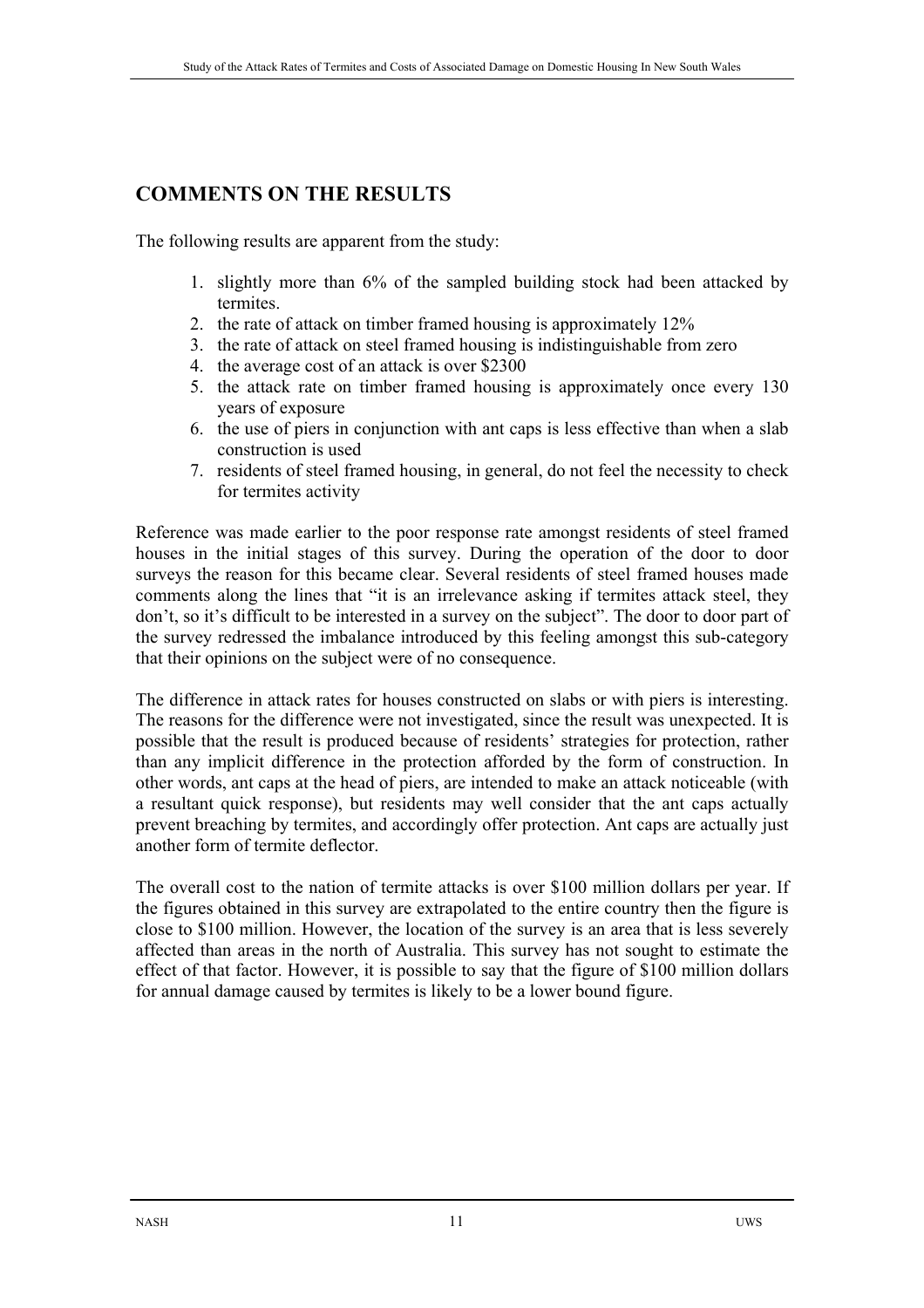## COMMENTS ON THE RESULTS

The following results are apparent from the study:

1. slightly more than 6% of the sampled building stock had been attacked by termites.
2. the rate of attack on timber framed housing is approximately 12%
3. the rate of attack on steel framed housing is indistinguishable from zero
4. the average cost of an attack is over $2300
5. the attack rate on timber framed housing is approximately once every 130 years of exposure
6. the use of piers in conjunction with ant caps is less effective than when a slab construction is used
7. residents of steel framed housing, in general, do not feel the necessity to check for termites activity

Reference was made earlier to the poor response rate amongst residents of steel framed houses in the initial stages of this survey. During the operation of the door to door surveys the reason for this became clear. Several residents of steel framed houses made comments along the lines that "it is an irrelevance asking if termites attack steel, they don't, so it's difficult to be interested in a survey on the subject". The door to door part of the survey redressed the imbalance introduced by this feeling amongst this sub-category that their opinions on the subject were of no consequence.

The difference in attack rates for houses constructed on slabs or with piers is interesting. The reasons for the difference were not investigated, since the result was unexpected. It is possible that the result is produced because of residents' strategies for protection, rather than any implicit difference in the protection afforded by the form of construction. In other words, ant caps at the head of piers, are intended to make an attack noticeable (with a resultant quick response), but residents may well consider that the ant caps actually prevent breaching by termites, and accordingly offer protection. Ant caps are actually just another form of termite deflector.

The overall cost to the nation of termite attacks is over $100 million dollars per year. If the figures obtained in this survey are extrapolated to the entire country then the figure is close to $100 million. However, the location of the survey is an area that is less severely affected than areas in the north of Australia. This survey has not sought to estimate the effect of that factor. However, it is possible to say that the figure of $100 million dollars for annual damage caused by termites is likely to be a lower bound figure.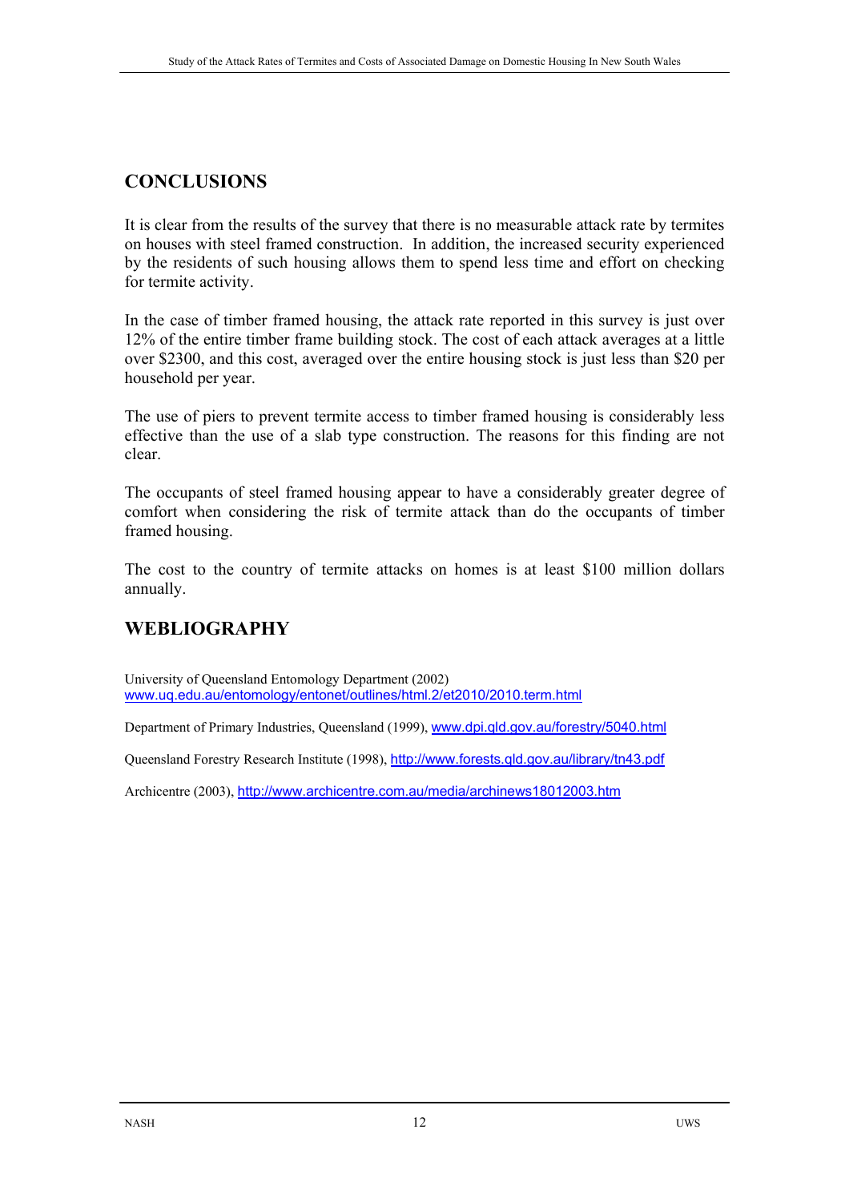## CONCLUSIONS

It is clear from the results of the survey that there is no measurable attack rate by termites on houses with steel framed construction. In addition, the increased security experienced by the residents of such housing allows them to spend less time and effort on checking for termite activity.

In the case of timber framed housing, the attack rate reported in this survey is just over 12% of the entire timber frame building stock. The cost of each attack averages at a little over $2300, and this cost, averaged over the entire housing stock is just less than $20 per household per year.

The use of piers to prevent termite access to timber framed housing is considerably less effective than the use of a slab type construction. The reasons for this finding are not clear.

The occupants of steel framed housing appear to have a considerably greater degree of comfort when considering the risk of termite attack than do the occupants of timber framed housing.

The cost to the country of termite attacks on homes is at least $100 million dollars annually.

## WEBLIOGRAPHY

University of Queensland Entomology Department (2002)
www.uq.edu.au/entomology/entonet/outlines/html.2/et2010/2010.term.html

Department of Primary Industries, Queensland (1999), www.dpi.qld.gov.au/forestry/5040.html

Queensland Forestry Research Institute (1998), http://www.forests.qld.gov.au/library/tn43.pdf

Archicentre (2003), http://www.archicentre.com.au/media/archinews18012003.htm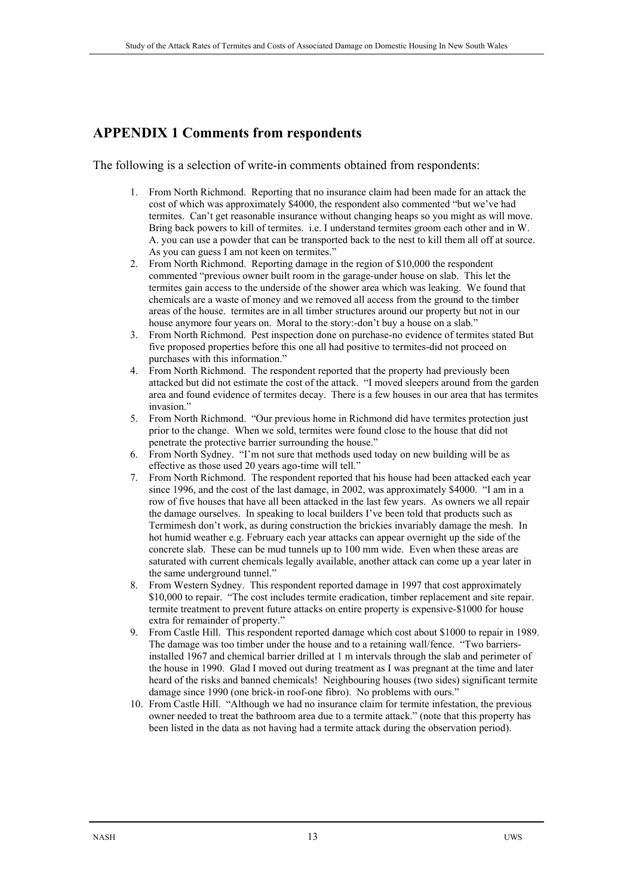## APPENDIX 1 Comments from respondents

The following is a selection of write-in comments obtained from respondents:

1. From North Richmond. Reporting that no insurance claim had been made for an attack the cost of which was approximately $4000, the respondent also commented "but we've had termites. Can't get reasonable insurance without changing heaps so you might as will move. Bring back powers to kill of termites. i.e. I understand termites groom each other and in W. A. you can use a powder that can be transported back to the nest to kill them all off at source. As you can guess I am not keen on termites."
2. From North Richmond. Reporting damage in the region of $10,000 the respondent commented "previous owner built room in the garage-under house on slab. This let the termites gain access to the underside of the shower area which was leaking. We found that chemicals are a waste of money and we removed all access from the ground to the timber areas of the house. termites are in all timber structures around our property but not in our house anymore four years on. Moral to the story:-don't buy a house on a slab."
3. From North Richmond. Pest inspection done on purchase-no evidence of termites stated But five proposed properties before this one all had positive to termites-did not proceed on purchases with this information."
4. From North Richmond. The respondent reported that the property had previously been attacked but did not estimate the cost of the attack. "I moved sleepers around from the garden area and found evidence of termites decay. There is a few houses in our area that has termites invasion."
5. From North Richmond. "Our previous home in Richmond did have termites protection just prior to the change. When we sold, termites were found close to the house that did not penetrate the protective barrier surrounding the house."
6. From North Sydney. "I'm not sure that methods used today on new building will be as effective as those used 20 years ago-time will tell."
7. From North Richmond. The respondent reported that his house had been attacked each year since 1996, and the cost of the last damage, in 2002, was approximately $4000. "I am in a row of five houses that have all been attacked in the last few years. As owners we all repair the damage ourselves. In speaking to local builders I've been told that products such as Termimesh don't work, as during construction the brickies invariably damage the mesh. In hot humid weather e.g. February each year attacks can appear overnight up the side of the concrete slab. These can be mud tunnels up to 100 mm wide. Even when these areas are saturated with current chemicals legally available, another attack can come up a year later in the same underground tunnel."
8. From Western Sydney. This respondent reported damage in 1997 that cost approximately $10,000 to repair. "The cost includes termite eradication, timber replacement and site repair. termite treatment to prevent future attacks on entire property is expensive-$1000 for house extra for remainder of property."
9. From Castle Hill. This respondent reported damage which cost about $1000 to repair in 1989. The damage was too timber under the house and to a retaining wall/fence. "Two barriers-installed 1967 and chemical barrier drilled at 1 m intervals through the slab and perimeter of the house in 1990. Glad I moved out during treatment as I was pregnant at the time and later heard of the risks and banned chemicals! Neighbouring houses (two sides) significant termite damage since 1990 (one brick-in roof-one fibro). No problems with ours."
10. From Castle Hill. "Although we had no insurance claim for termite infestation, the previous owner needed to treat the bathroom area due to a termite attack." (note that this property has been listed in the data as not having had a termite attack during the observation period).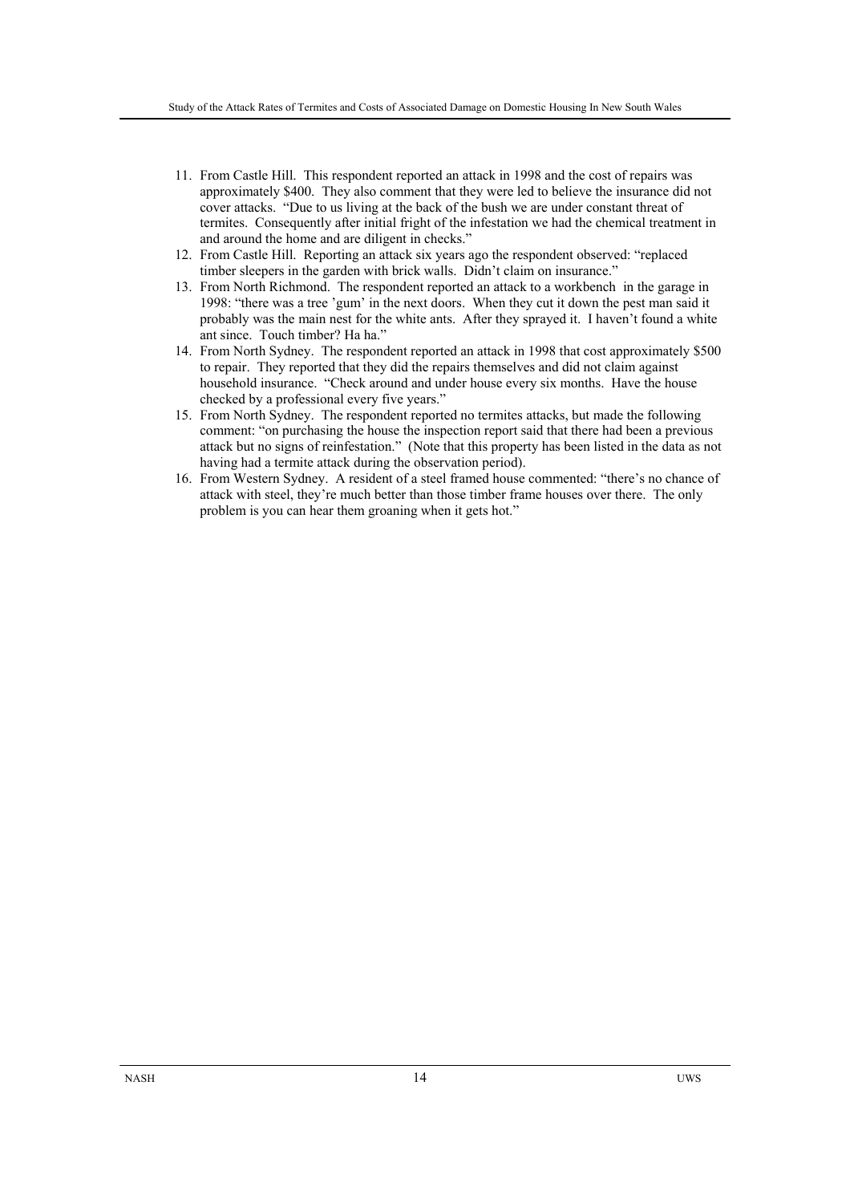11. From Castle Hill. This respondent reported an attack in 1998 and the cost of repairs was approximately $400. They also comment that they were led to believe the insurance did not cover attacks. "Due to us living at the back of the bush we are under constant threat of termites. Consequently after initial fright of the infestation we had the chemical treatment in and around the home and are diligent in checks."
12. From Castle Hill. Reporting an attack six years ago the respondent observed: "replaced timber sleepers in the garden with brick walls. Didn't claim on insurance."
13. From North Richmond. The respondent reported an attack to a workbench in the garage in 1998: "there was a tree 'gum' in the next doors. When they cut it down the pest man said it probably was the main nest for the white ants. After they sprayed it. I haven't found a white ant since. Touch timber? Ha ha."
14. From North Sydney. The respondent reported an attack in 1998 that cost approximately $500 to repair. They reported that they did the repairs themselves and did not claim against household insurance. "Check around and under house every six months. Have the house checked by a professional every five years."
15. From North Sydney. The respondent reported no termites attacks, but made the following comment: "on purchasing the house the inspection report said that there had been a previous attack but no signs of reinfestation." (Note that this property has been listed in the data as not having had a termite attack during the observation period).
16. From Western Sydney. A resident of a steel framed house commented: "there's no chance of attack with steel, they're much better than those timber frame houses over there. The only problem is you can hear them groaning when it gets hot."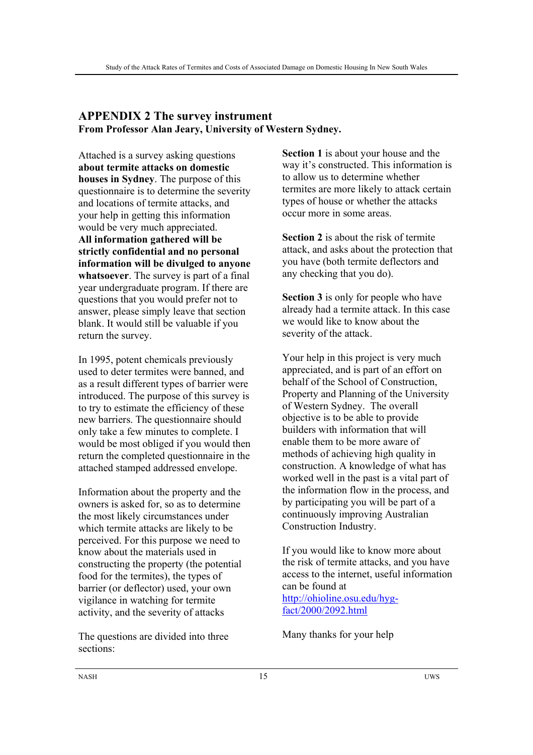## APPENDIX 2 The survey instrument

**From Professor Alan Jeary, University of Western Sydney.**

Attached is a survey asking questions **about termite attacks on domestic houses in Sydney**. The purpose of this questionnaire is to determine the severity and locations of termite attacks, and your help in getting this information would be very much appreciated. **All information gathered will be strictly confidential and no personal information will be divulged to anyone whatsoever**. The survey is part of a final year undergraduate program. If there are questions that you would prefer not to answer, please simply leave that section blank. It would still be valuable if you return the survey.

In 1995, potent chemicals previously used to deter termites were banned, and as a result different types of barrier were introduced. The purpose of this survey is to try to estimate the efficiency of these new barriers. The questionnaire should only take a few minutes to complete. I would be most obliged if you would then return the completed questionnaire in the attached stamped addressed envelope.

Information about the property and the owners is asked for, so as to determine the most likely circumstances under which termite attacks are likely to be perceived. For this purpose we need to know about the materials used in constructing the property (the potential food for the termites), the types of barrier (or deflector) used, your own vigilance in watching for termite activity, and the severity of attacks

The questions are divided into three sections:

**Section 1** is about your house and the way it's constructed. This information is to allow us to determine whether termites are more likely to attack certain types of house or whether the attacks occur more in some areas.

**Section 2** is about the risk of termite attack, and asks about the protection that you have (both termite deflectors and any checking that you do).

**Section 3** is only for people who have already had a termite attack. In this case we would like to know about the severity of the attack.

Your help in this project is very much appreciated, and is part of an effort on behalf of the School of Construction, Property and Planning of the University of Western Sydney. The overall objective is to be able to provide builders with information that will enable them to be more aware of methods of achieving high quality in construction. A knowledge of what has worked well in the past is a vital part of the information flow in the process, and by participating you will be part of a continuously improving Australian Construction Industry.

If you would like to know more about the risk of termite attacks, and you have access to the internet, useful information can be found at [http://ohioline.osu.edu/hyg-fact/2000/2092.html](http://ohioline.osu.edu/hyg-fact/2000/2092.html)

Many thanks for your help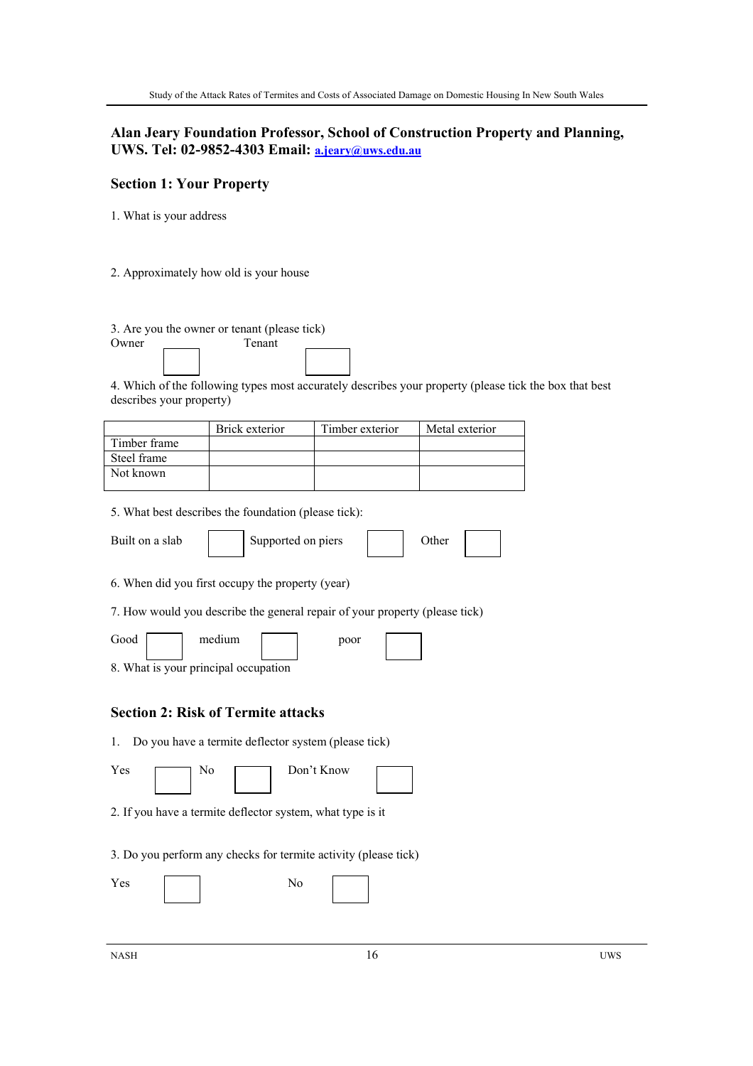**Alan Jeary Foundation Professor, School of Construction Property and Planning, UWS. Tel: 02-9852-4303 Email: a.jeary@uws.edu.au**

## Section 1: Your Property

1. What is your address

2. Approximately how old is your house

3. Are you the owner or tenant (please tick)

Owner ☐ Tenant ☐

4. Which of the following types most accurately describes your property (please tick the box that best describes your property)

| | Brick exterior | Timber exterior | Metal exterior |
|---|---|---|---|
| Timber frame | | | |
| Steel frame | | | |
| Not known | | | |

5. What best describes the foundation (please tick):

Built on a slab ☐ Supported on piers ☐ Other ☐

6. When did you first occupy the property (year)

7. How would you describe the general repair of your property (please tick)

Good ☐ medium ☐ poor ☐

8. What is your principal occupation

## Section 2: Risk of Termite attacks

1. Do you have a termite deflector system (please tick)

Yes ☐ No ☐ Don't Know ☐

2. If you have a termite deflector system, what type is it

3. Do you perform any checks for termite activity (please tick)

Yes ☐ No ☐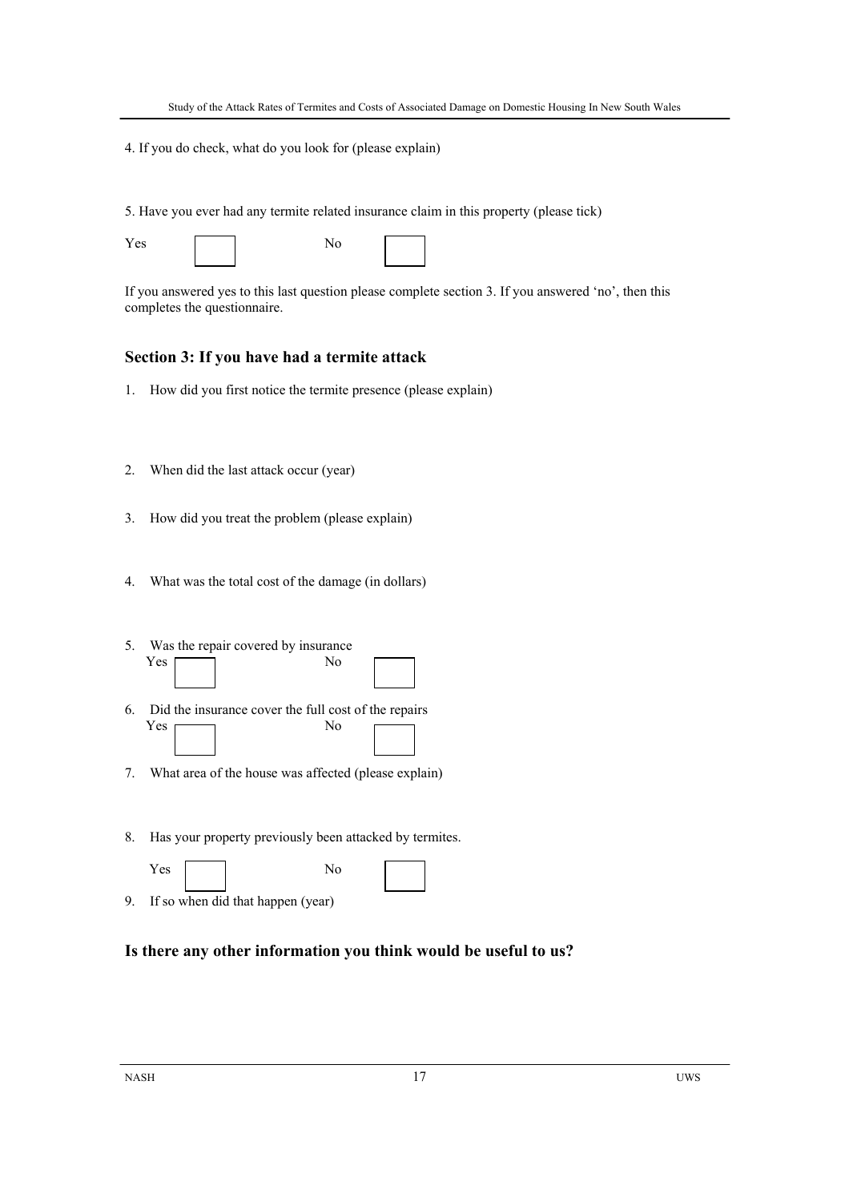4. If you do check, what do you look for (please explain)

5. Have you ever had any termite related insurance claim in this property (please tick)

Yes ☐ No ☐

If you answered yes to this last question please complete section 3. If you answered 'no', then this completes the questionnaire.

### Section 3: If you have had a termite attack

1. How did you first notice the termite presence (please explain)

2. When did the last attack occur (year)

3. How did you treat the problem (please explain)

4. What was the total cost of the damage (in dollars)

5. Was the repair covered by insurance

   Yes ☐ No ☐

6. Did the insurance cover the full cost of the repairs

   Yes ☐ No ☐

7. What area of the house was affected (please explain)

8. Has your property previously been attacked by termites.

   Yes ☐ No ☐

9. If so when did that happen (year)

### Is there any other information you think would be useful to us?